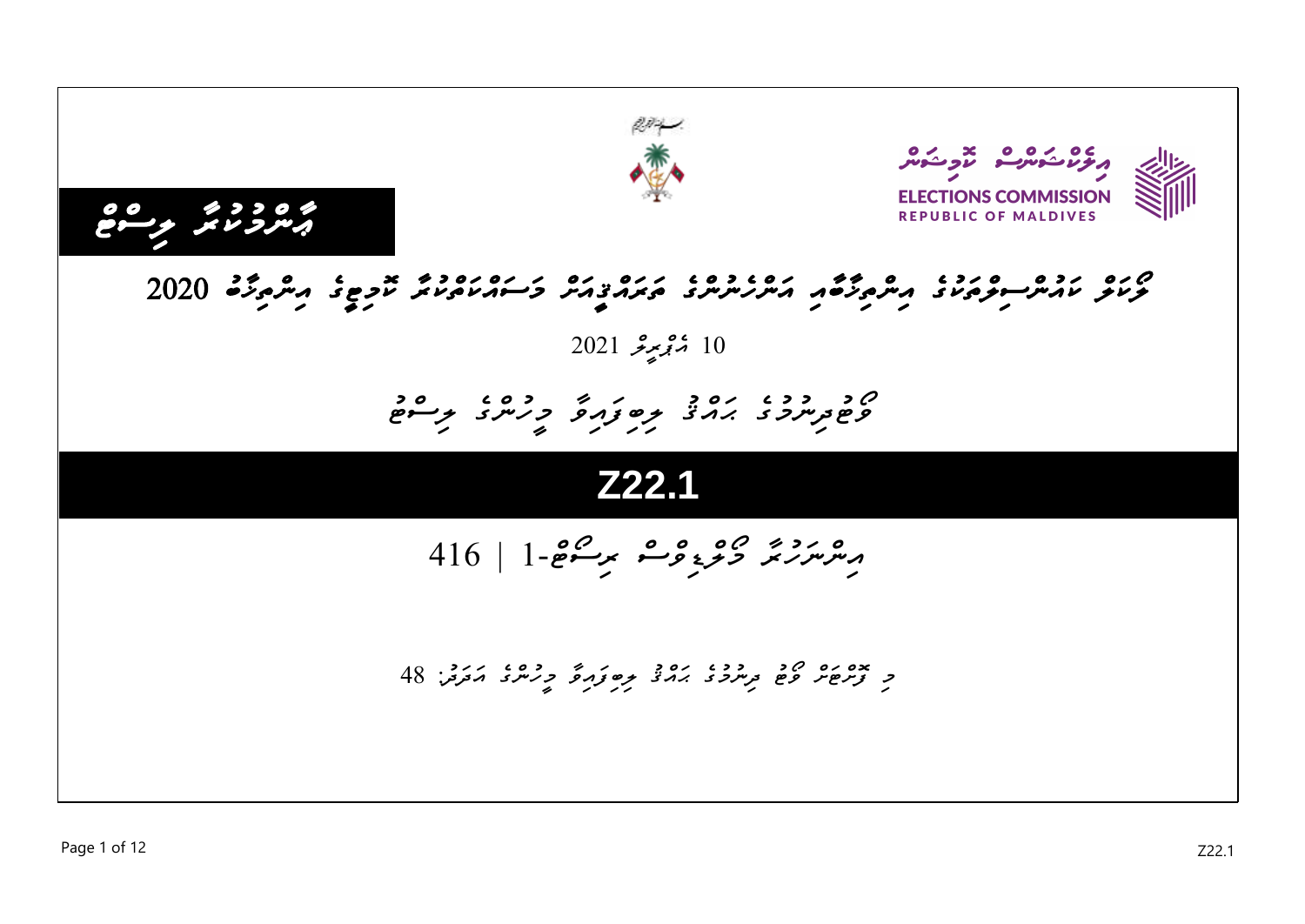ELECTIONS COMMISSION
REPUBLIC OF MALDIVES

އިންތިޚާބާއި ބެހޭ

# ލޯކަލް ކައުންސިލްތަކުގެ އިންތިޚާބާއި އަންހެނުންގެ ތަރައްޤީއަށް މަސައްކަތްކުރާ ކޮމިޓީގެ އިންތިޚާބު 2020

10 އޭޕްރިލް 2021

ވޯޓުދިނުމުގެ ކަށްދު ލިބިފައިވާ މީހުންގެ ލިސްޓު

# Z22.1

އިންނަމާދޫ މަދްރަސާ ރަސްގެ-1 | 416

މި ފޯރމްގައި ވޯޓު ދިނުމުގެ ކަށްދު ލިބިފައިވާ މީހުންގެ އަދަދު: 48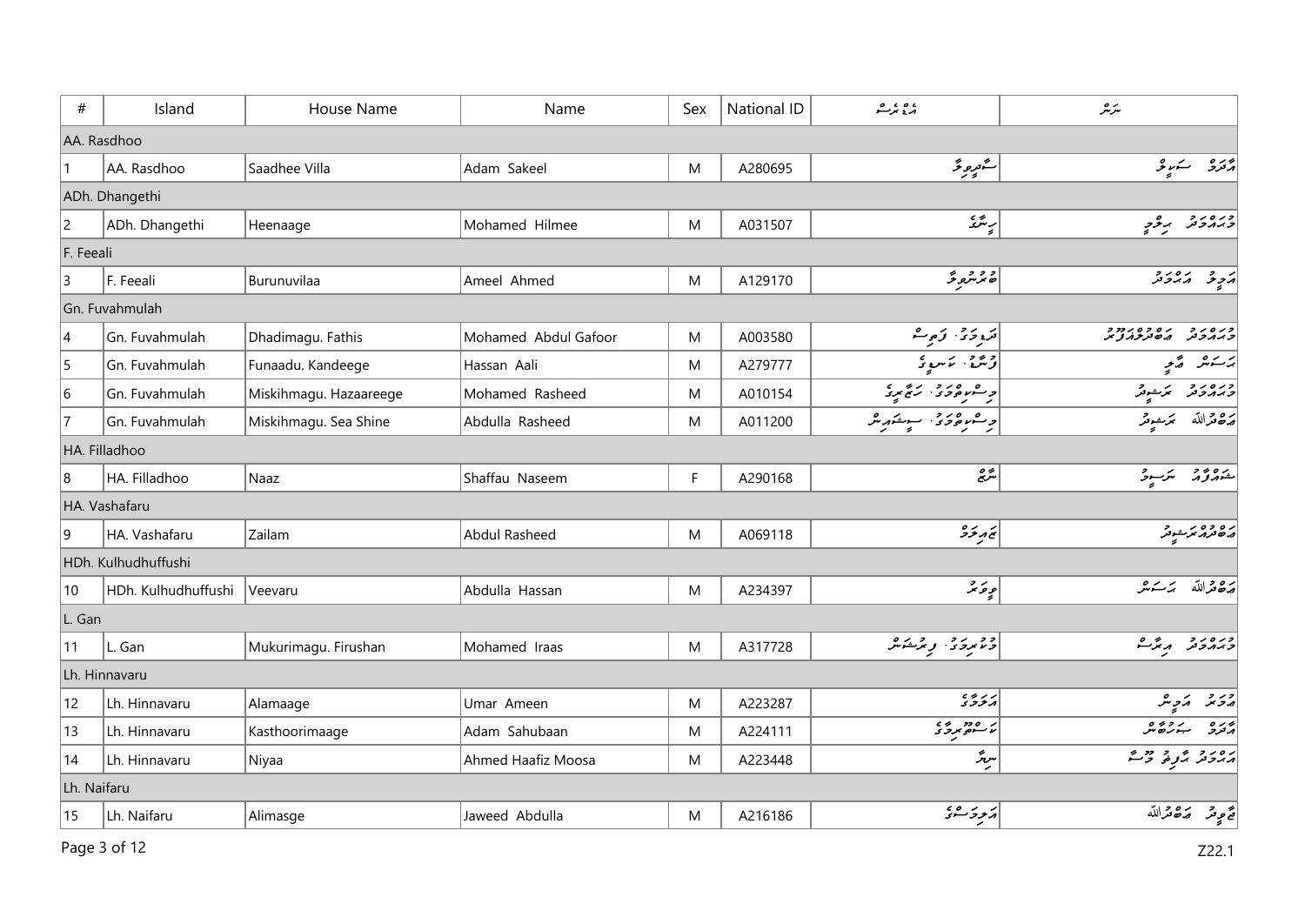| # | Island | House Name | Name | Sex | National ID | ދާއިރާ | ނަން |
|---|---|---|---|---|---|---|---|
| AA. Rasdhoo | | | | | | | |
| 1 | AA. Rasdhoo | Saadhee Villa | Adam Sakeel | M | A280695 | ސާދީވިލާ | އާދަމް ސަކީލް |
| ADh. Dhangethi | | | | | | | |
| 2 | ADh. Dhangethi | Heenaage | Mohamed Hilmee | M | A031507 | ހީނާގެ | މުހައްމަދު ހިލްމީ |
| F. Feeali | | | | | | | |
| 3 | F. Feeali | Burunuvilaa | Ameel Ahmed | M | A129170 | ބުރުނުވިލާ | އަމީލް އަޙްމަދު |
| Gn. Fuvahmulah | | | | | | | |
| 4 | Gn. Fuvahmulah | Dhadimagu. Fathis | Mohamed Abdul Gafoor | M | A003580 | ދަޑިމަގު. ފަތިސް | މުހައްމަދު އަބްދުލްޣަފޫރު |
| 5 | Gn. Fuvahmulah | Funaadu. Kandeege | Hassan Aali | M | A279777 | ފުނާދު. ކަނޑީގެ | ހަސަން އާލި |
| 6 | Gn. Fuvahmulah | Miskihmagu. Hazaareege | Mohamed Rasheed | M | A010154 | މިސްކިއްމަގު. ހަޒާރީގެ | މުހައްމަދު ރަޝީދު |
| 7 | Gn. Fuvahmulah | Miskihmagu. Sea Shine | Abdulla Rasheed | M | A011200 | މިސްކިއްމަގު. ސީޝައިން | އަބްދުﷲ ރަޝީދު |
| HA. Filladhoo | | | | | | | |
| 8 | HA. Filladhoo | Naaz | Shaffau Naseem | F | A290168 | ނާޒް | ޝައްފާއު ނަސީމް |
| HA. Vashafaru | | | | | | | |
| 9 | HA. Vashafaru | Zailam | Abdul Rasheed | M | A069118 | ޒައިލަމް | އަބްދުއްރަޝީދު |
| HDh. Kulhudhuffushi | | | | | | | |
| 10 | HDh. Kulhudhuffushi | Veevaru | Abdulla Hassan | M | A234397 | ވީވަރު | އަބްދުﷲ ހަސަން |
| L. Gan | | | | | | | |
| 11 | L. Gan | Mukurimagu. Firushan | Mohamed Iraas | M | A317728 | މުކުރިމަގު. ފިރުޝަން | މުހައްމަދު އިރާސް |
| Lh. Hinnavaru | | | | | | | |
| 12 | Lh. Hinnavaru | Alamaage | Umar Ameen | M | A223287 | އަލަމާގެ | އުމަރު އަމީން |
| 13 | Lh. Hinnavaru | Kasthoorimaage | Adam Sahubaan | M | A224111 | ކަސްތޫރިމާގެ | އާދަމް ސަހުބާން |
| 14 | Lh. Hinnavaru | Niyaa | Ahmed Haafiz Moosa | M | A223448 | ނިޔާ | އަޙްމަދު ހާފިޒު މޫސާ |
| Lh. Naifaru | | | | | | | |
| 15 | Lh. Naifaru | Alimasge | Jaweed Abdulla | M | A216186 | އަލިމަސްގެ | ޖާވިދު އަބްދުﷲ |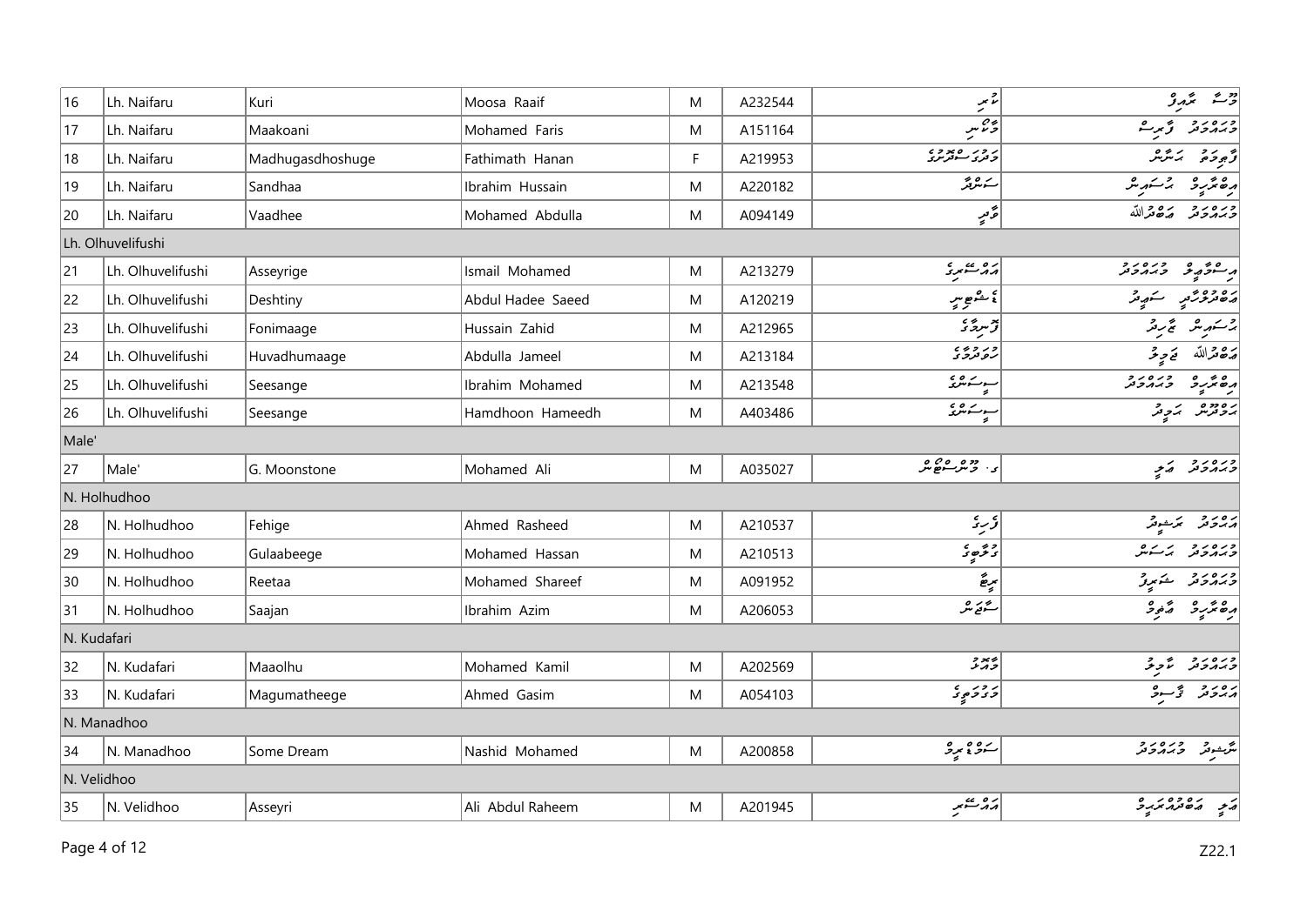| 16 | Lh. Naifaru | Kuri | Moosa Raaif | M | A232544 | ކުރި | މޫސާ ރާއިފް |
|---|---|---|---|---|---|---|---|
| 17 | Lh. Naifaru | Maakoani | Mohamed Faris | M | A151164 | މާކޯނި | މުހައްމަދު ފާރިސް |
| 18 | Lh. Naifaru | Madhugasdhoshuge | Fathimath Hanan | F | A219953 | މަދުގަސްދޮށުގެ | ފާތިމަތު ހަނާން |
| 19 | Lh. Naifaru | Sandhaa | Ibrahim Hussain | M | A220182 | ސަންދާ | އިބްރާހިމް ހުސައިން |
| 20 | Lh. Naifaru | Vaadhee | Mohamed Abdulla | M | A094149 | ވާދީ | މުހައްމަދު އަބްދުﷲ |
| Lh. Olhuvelifushi | | | | | | | |
| 21 | Lh. Olhuvelifushi | Asseyrige | Ismail Mohamed | M | A213279 | އައްސޭރިގެ | އިސްމާއިލް މުހައްމަދު |
| 22 | Lh. Olhuvelifushi | Deshtiny | Abdul Hadee Saeed | M | A120219 | ޑެސްޓިނީ | އަބްދުލްހާދީ ސަޢީދު |
| 23 | Lh. Olhuvelifushi | Fonimaage | Hussain Zahid | M | A212965 | ފޮނިމާގެ | ހުސައިން ޒާހިދު |
| 24 | Lh. Olhuvelifushi | Huvadhumaage | Abdulla Jameel | M | A213184 | ހުވަދުމާގެ | އަބްދުﷲ ޖަމީލް |
| 25 | Lh. Olhuvelifushi | Seesange | Ibrahim Mohamed | M | A213548 | ސީސަންގެ | އިބްރާހިމް މުހައްމަދު |
| 26 | Lh. Olhuvelifushi | Seesange | Hamdhoon Hameedh | M | A403486 | ސީސަންގެ | ހަމްދޫން ހަމީދު |
| Male' | | | | | | | |
| 27 | Male' | G. Moonstone | Mohamed Ali | M | A035027 | ގ. މޫންސްޓޯން | މުހައްމަދު އަލި |
| N. Holhudhoo | | | | | | | |
| 28 | N. Holhudhoo | Fehige | Ahmed Rasheed | M | A210537 | ފެހިގެ | އަހްމަދު ރަޝީދު |
| 29 | N. Holhudhoo | Gulaabeege | Mohamed Hassan | M | A210513 | ގުލާބީގެ | މުހައްމަދު ހަސަން |
| 30 | N. Holhudhoo | Reetaa | Mohamed Shareef | M | A091952 | ރީޓާ | މުހައްމަދު ޝަރީފް |
| 31 | N. Holhudhoo | Saajan | Ibrahim Azim | M | A206053 | ސާޖަން | އިބްރާހިމް އާޒިމް |
| N. Kudafari | | | | | | | |
| 32 | N. Kudafari | Maaolhu | Mohamed Kamil | M | A202569 | މާއޮޅު | މުހައްމަދު ކާމިލް |
| 33 | N. Kudafari | Magumatheege | Ahmed Gasim | M | A054103 | މަގުމަތީގެ | އަހްމަދު ޤާސިމް |
| N. Manadhoo | | | | | | | |
| 34 | N. Manadhoo | Some Dream | Nashid Mohamed | M | A200858 | ސަމްޑްރީމް | ނާޝިދު މުހައްމަދު |
| N. Velidhoo | | | | | | | |
| 35 | N. Velidhoo | Asseyri | Ali Abdul Raheem | M | A201945 | އައްސޭރި | އަލި އަބްދުއްރަޙީމް |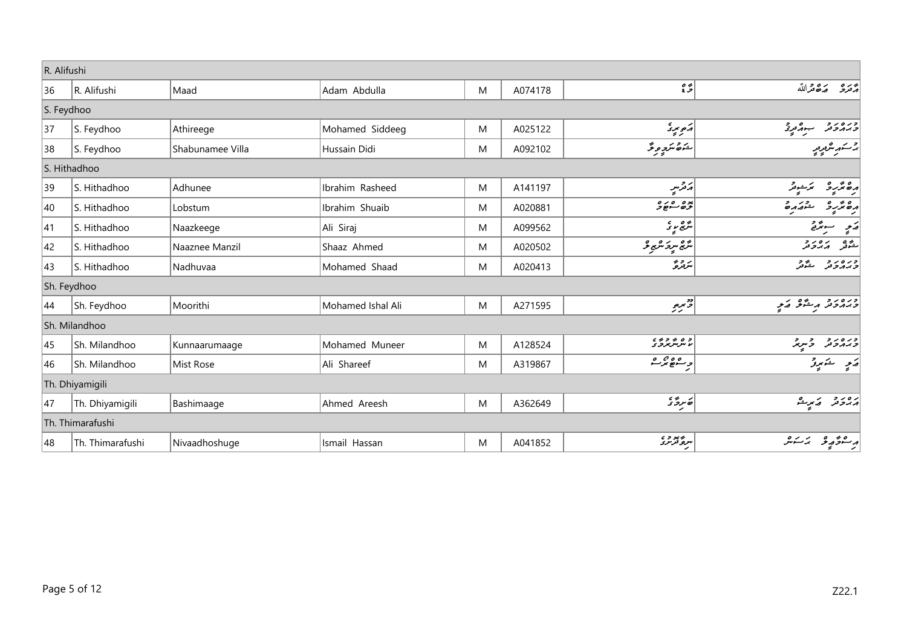| | | | | | | | |
|---|---|---|---|---|---|---|---|
| R. Alifushi | | | | | | | |
| 36 | R. Alifushi | Maad | Adam Abdulla | M | A074178 | މާދު | އާދަމް އަބްދުﷲ |
| S. Feydhoo | | | | | | | |
| 37 | S. Feydhoo | Athireege | Mohamed Siddeeg | M | A025122 | އަތިރީގެ | މުހައްމަދު ސިއްދީގު |
| 38 | S. Feydhoo | Shabunamee Villa | Hussain Didi | M | A092102 | ޝަބުނަމީ ވިލާ | ހުސައިން ދީދީ |
| S. Hithadhoo | | | | | | | |
| 39 | S. Hithadhoo | Adhunee | Ibrahim Rasheed | M | A141197 | އަދުނީ | އިބްރާހީމް ރަޝީދު |
| 40 | S. Hithadhoo | Lobstum | Ibrahim Shuaib | M | A020881 | ލޮބްސްޓަމް | އިބްރާހީމް ޝުއައިބު |
| 41 | S. Hithadhoo | Naazkeege | Ali Siraj | M | A099562 | ނާޒްކީގެ | އަލި ސިރާޖު |
| 42 | S. Hithadhoo | Naaznee Manzil | Shaaz Ahmed | M | A020502 | ނާޒްނީމަންޒިލް | ޝާޒު އަހްމަދު |
| 43 | S. Hithadhoo | Nadhuvaa | Mohamed Shaad | M | A020413 | ނަދުވާ | މުހައްމަދު ޝާދު |
| Sh. Feydhoo | | | | | | | |
| 44 | Sh. Feydhoo | Moorithi | Mohamed Ishal Ali | M | A271595 | މޫރިތި | މުހައްމަދު އިޝާލް އަލި |
| Sh. Milandhoo | | | | | | | |
| 45 | Sh. Milandhoo | Kunnaarumaage | Mohamed Muneer | M | A128524 | ކުންނާރުމާގެ | މުހައްމަދު މުނީރު |
| 46 | Sh. Milandhoo | Mist Rose | Ali Shareef | M | A319867 | މިސްޓްރޯސް | އަލި ޝަރީފު |
| Th. Dhiyamigili | | | | | | | |
| 47 | Th. Dhiyamigili | Bashimaage | Ahmed Areesh | M | A362649 | ބަޝިމާގެ | އަހްމަދު އަރީޝް |
| Th. Thimarafushi | | | | | | | |
| 48 | Th. Thimarafushi | Nivaadhoshuge | Ismail Hassan | M | A041852 | ނިވާދޮށުގެ | އިސްމާއިލް ހަސަން |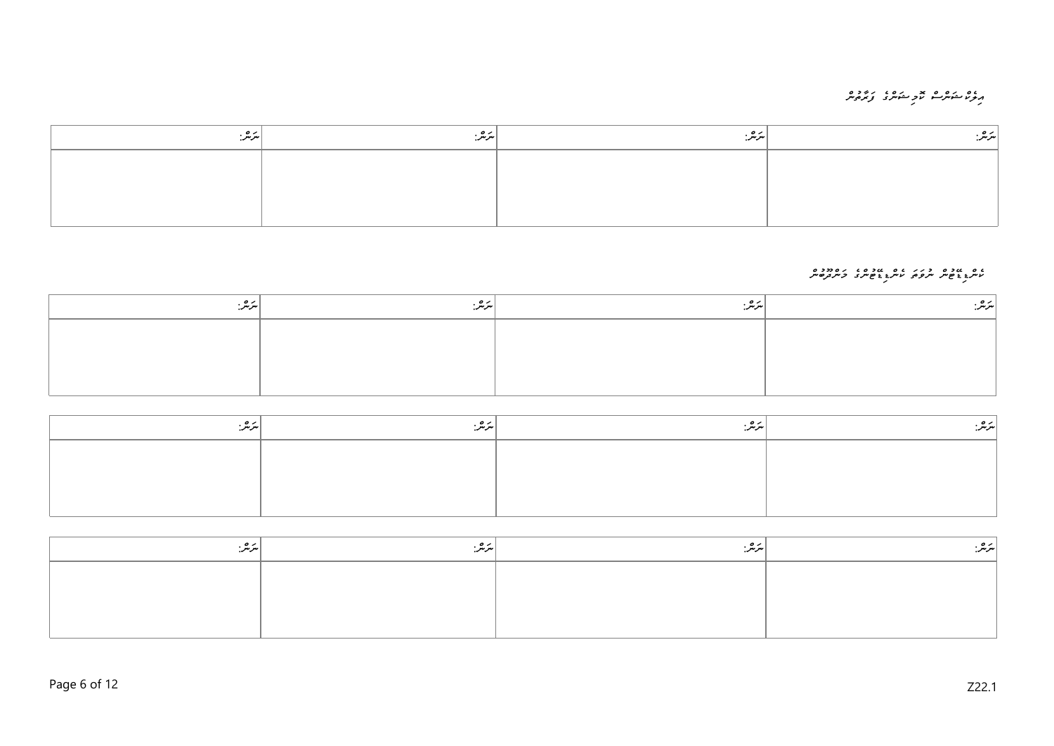# ދިވެހިރައްޔިތުންގެ މަޖިލީހުގެ އިންތިޚާބު

| ނަން: | ނަން: | ނަން: | ނަން: |
|---|---|---|---|
| | | | |

## ކައުންސިލްތަކުގެ އިންތިޚާބު

| ނަން: | ނަން: | ނަން: | ނަން: |
|---|---|---|---|
| | | | |

| ނަން: | ނަން: | ނަން: | ނަން: |
|---|---|---|---|
| | | | |

| ނަން: | ނަން: | ނަން: | ނަން: |
|---|---|---|---|
| | | | |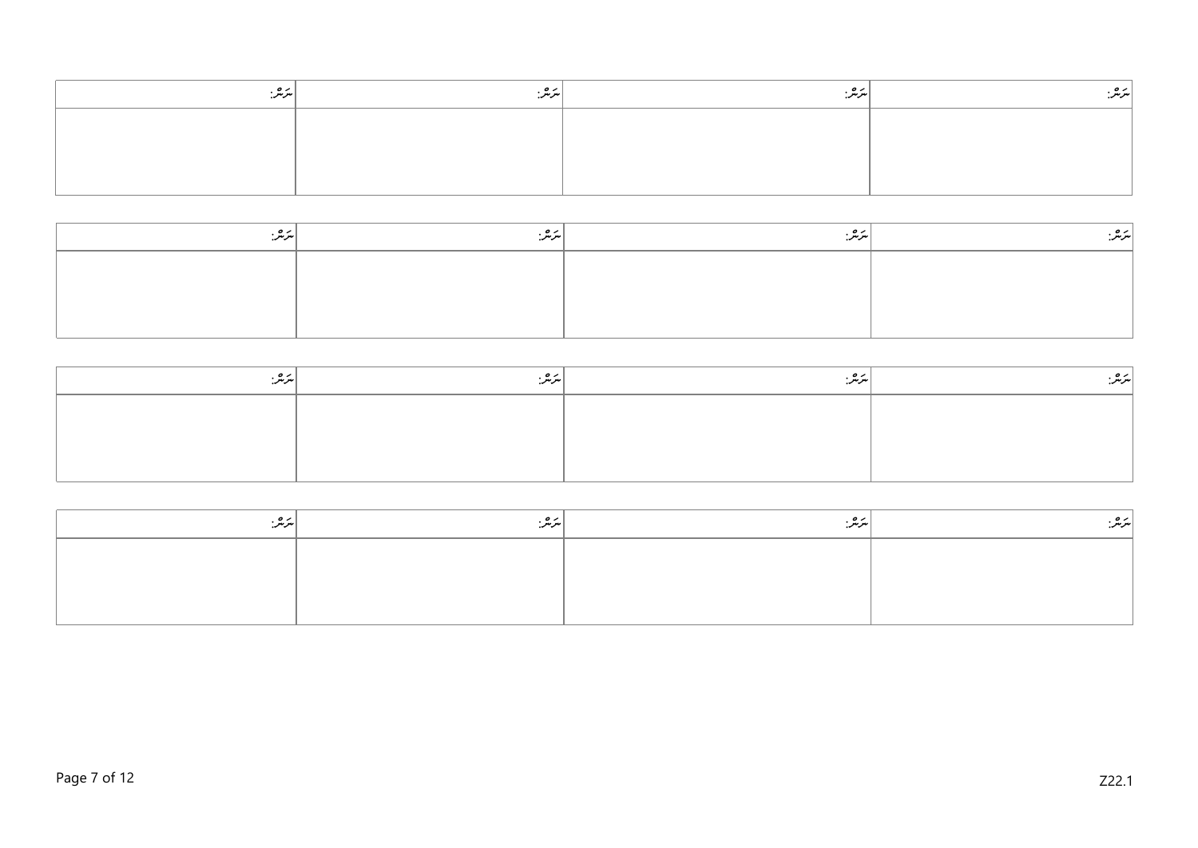| ނަރުދާ: | ނަރުދާ: | ނަރުދާ: | ނަރުދާ: |
| --- | --- | --- | --- |
| | | | |

| ނަރުދާ: | ނަރުދާ: | ނަރުދާ: | ނަރުދާ: |
| --- | --- | --- | --- |
| | | | |

| ނަރުދާ: | ނަރުދާ: | ނަރުދާ: | ނަރުދާ: |
| --- | --- | --- | --- |
| | | | |

| ނަރުދާ: | ނަރުދާ: | ނަރުދާ: | ނަރުދާ: |
| --- | --- | --- | --- |
| | | | |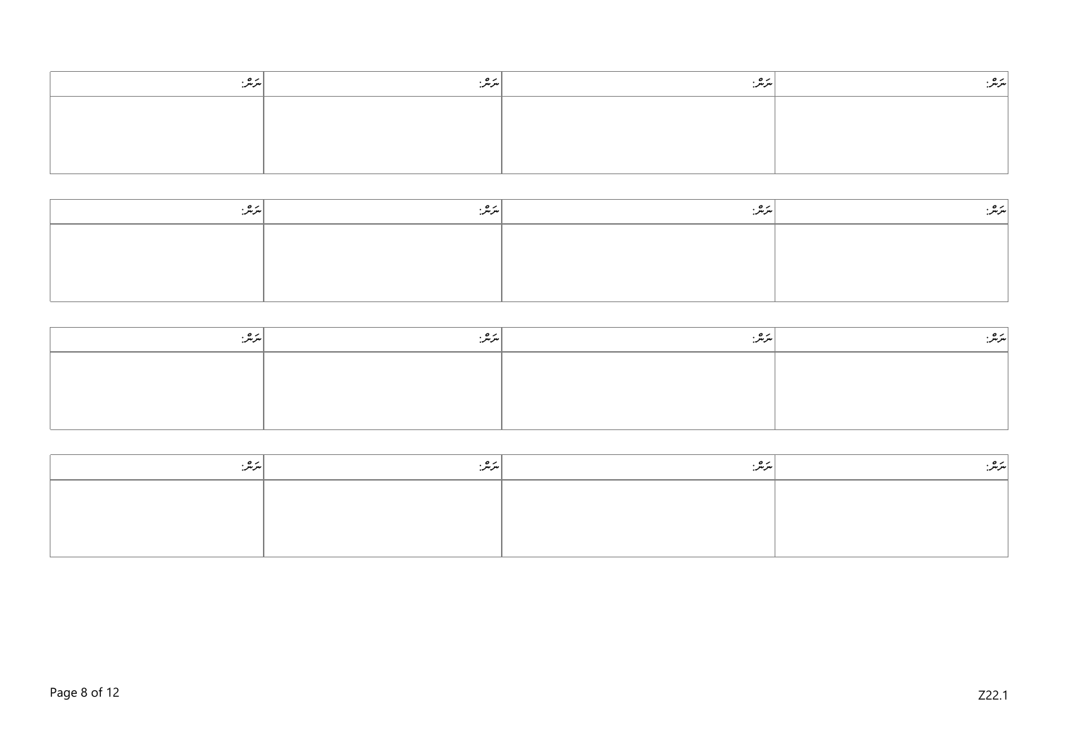| ނަންބަރު: | ނަންބަރު: | ނަންބަރު: | ނަންބަރު: |
|---|---|---|---|
| | | | |

| ނަންބަރު: | ނަންބަރު: | ނަންބަރު: | ނަންބަރު: |
|---|---|---|---|
| | | | |

| ނަންބަރު: | ނަންބަރު: | ނަންބަރު: | ނަންބަރު: |
|---|---|---|---|
| | | | |

| ނަންބަރު: | ނަންބަރު: | ނަންބަރު: | ނަންބަރު: |
|---|---|---|---|
| | | | |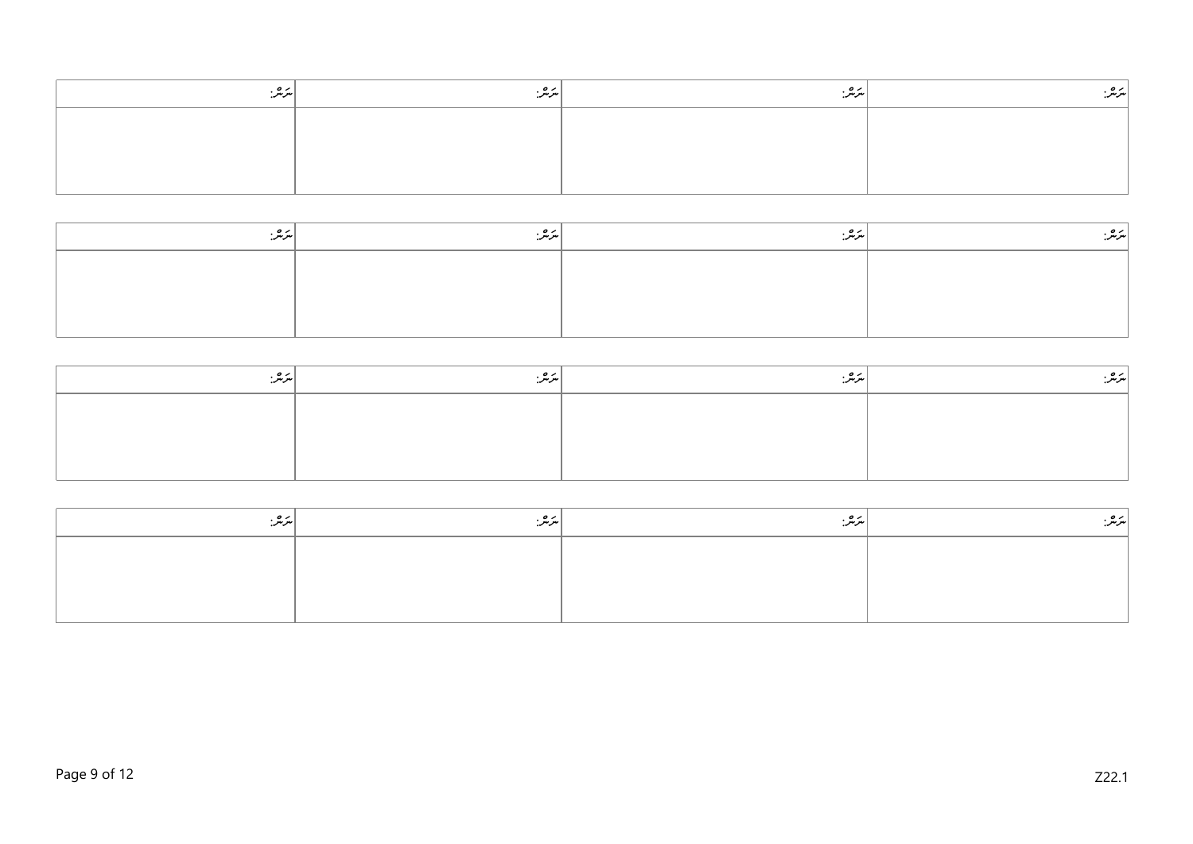| ނަރުދ: | ނަރުދ: | ނަރުދ: | ނަރުދ: |
| --- | --- | --- | --- |
| | | | |

| ނަރުދ: | ނަރުދ: | ނަރުދ: | ނަރުދ: |
| --- | --- | --- | --- |
| | | | |

| ނަރުދ: | ނަރުދ: | ނަރުދ: | ނަރުދ: |
| --- | --- | --- | --- |
| | | | |

| ނަރުދ: | ނަރުދ: | ނަރުދ: | ނަރުދ: |
| --- | --- | --- | --- |
| | | | |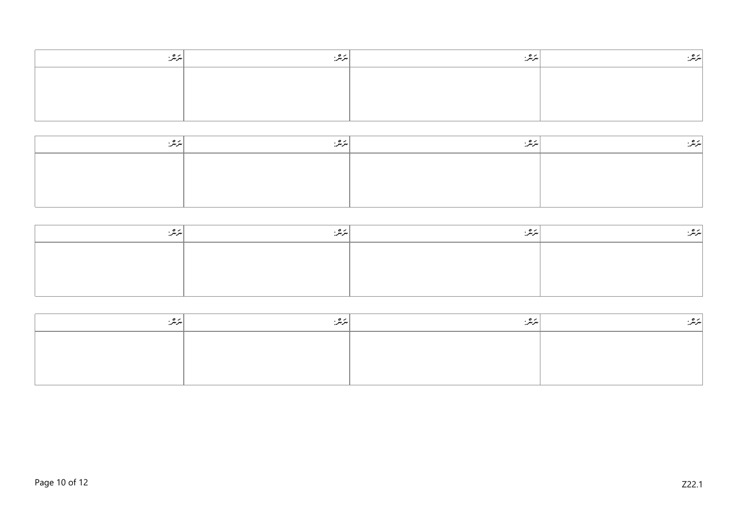| ނަރުދ: | ނަރުދ: | ނަރުދ: | ނަރުދ: |
| --- | --- | --- | --- |
| | | | |

| ނަރުދ: | ނަރުދ: | ނަރުދ: | ނަރުދ: |
| --- | --- | --- | --- |
| | | | |

| ނަރުދ: | ނަރުދ: | ނަރުދ: | ނަރުދ: |
| --- | --- | --- | --- |
| | | | |

| ނަރުދ: | ނަރުދ: | ނަރުދ: | ނަރުދ: |
| --- | --- | --- | --- |
| | | | |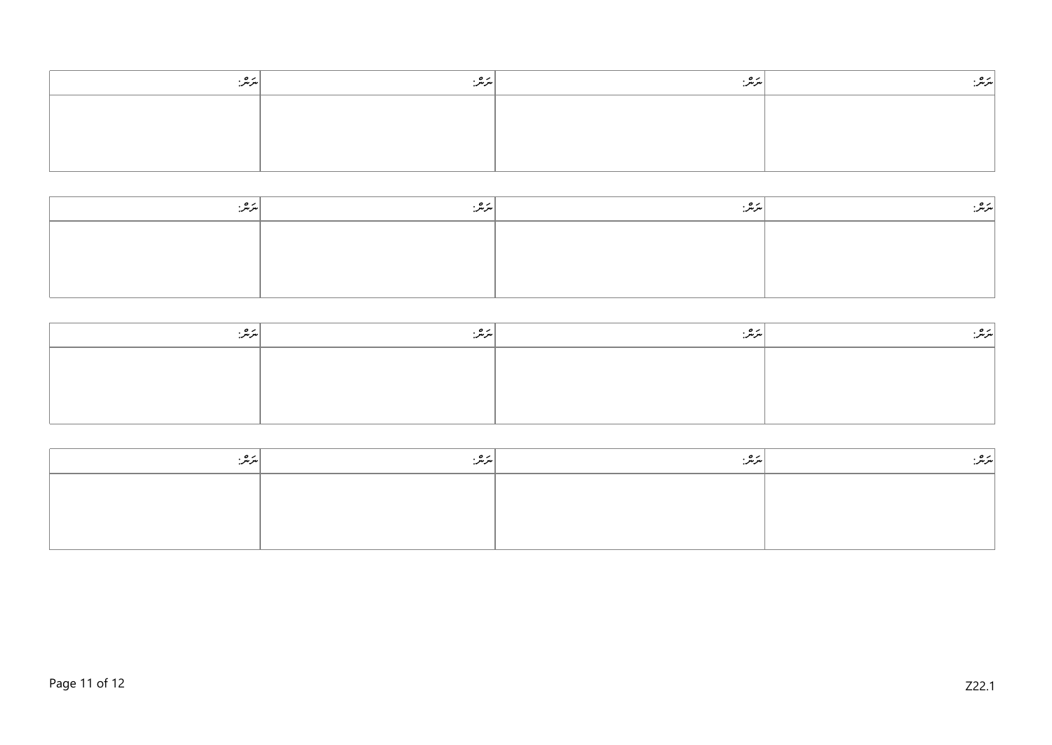| ނަރުދާ: | ނަރުދާ: | ނަރުދާ: | ނަރުދާ: |
| --- | --- | --- | --- |
| | | | |

| ނަރުދާ: | ނަރުދާ: | ނަރުދާ: | ނަރުދާ: |
| --- | --- | --- | --- |
| | | | |

| ނަރުދާ: | ނަރުދާ: | ނަރުދާ: | ނަރުދާ: |
| --- | --- | --- | --- |
| | | | |

| ނަރުދާ: | ނަރުދާ: | ނަރުދާ: | ނަރުދާ: |
| --- | --- | --- | --- |
| | | | |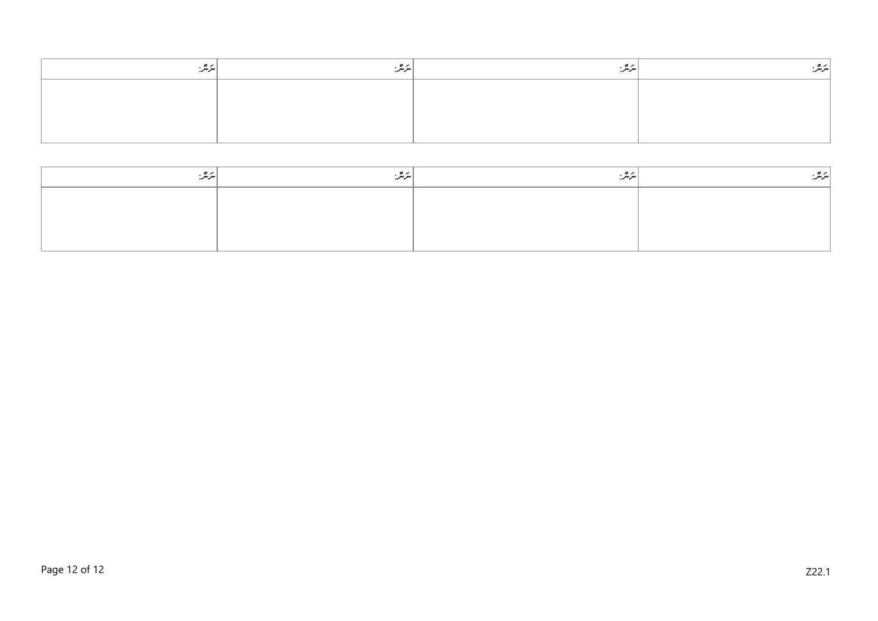| ނަންބަރު: | ނަންބަރު: | ނަންބަރު: | ނަންބަރު: |
|---|---|---|---|
| | | | |

| ނަންބަރު: | ނަންބަރު: | ނަންބަރު: | ނަންބަރު: |
|---|---|---|---|
| | | | |